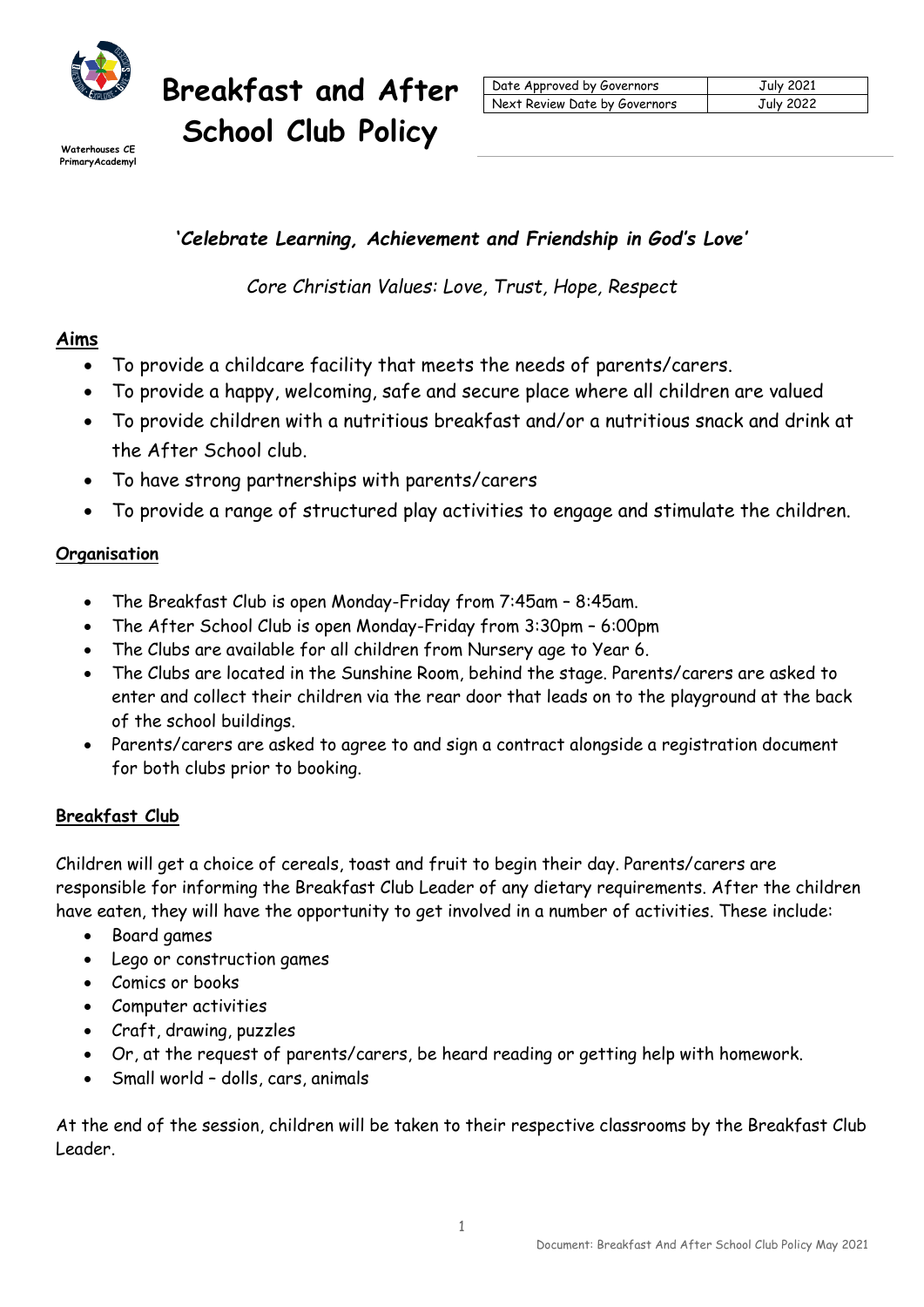# Breakfast and After School Club Policy

Waterhouses CE PrimaryAcademyl

| Date Approved by Governors | July 2021 |
| --- | --- |
| Next Review Date by Governors | July 2022 |

***'Celebrate Learning, Achievement and Friendship in God's Love'***

*Core Christian Values: Love, Trust, Hope, Respect*

## Aims

- To provide a childcare facility that meets the needs of parents/carers.
- To provide a happy, welcoming, safe and secure place where all children are valued
- To provide children with a nutritious breakfast and/or a nutritious snack and drink at the After School club.
- To have strong partnerships with parents/carers
- To provide a range of structured play activities to engage and stimulate the children.

### Organisation

- The Breakfast Club is open Monday-Friday from 7:45am – 8:45am.
- The After School Club is open Monday-Friday from 3:30pm – 6:00pm
- The Clubs are available for all children from Nursery age to Year 6.
- The Clubs are located in the Sunshine Room, behind the stage. Parents/carers are asked to enter and collect their children via the rear door that leads on to the playground at the back of the school buildings.
- Parents/carers are asked to agree to and sign a contract alongside a registration document for both clubs prior to booking.

### Breakfast Club

Children will get a choice of cereals, toast and fruit to begin their day. Parents/carers are responsible for informing the Breakfast Club Leader of any dietary requirements. After the children have eaten, they will have the opportunity to get involved in a number of activities. These include:

- Board games
- Lego or construction games
- Comics or books
- Computer activities
- Craft, drawing, puzzles
- Or, at the request of parents/carers, be heard reading or getting help with homework.
- Small world – dolls, cars, animals

At the end of the session, children will be taken to their respective classrooms by the Breakfast Club Leader.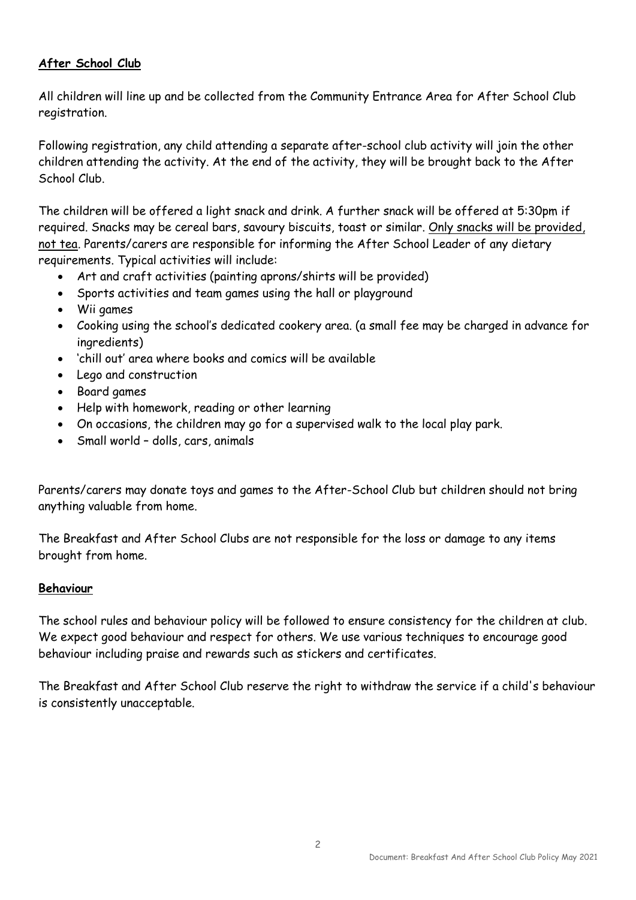## **After School Club**

All children will line up and be collected from the Community Entrance Area for After School Club registration.

Following registration, any child attending a separate after-school club activity will join the other children attending the activity. At the end of the activity, they will be brought back to the After School Club.

The children will be offered a light snack and drink. A further snack will be offered at 5:30pm if required. Snacks may be cereal bars, savoury biscuits, toast or similar. Only snacks will be provided, not tea. Parents/carers are responsible for informing the After School Leader of any dietary requirements. Typical activities will include:

- Art and craft activities (painting aprons/shirts will be provided)
- Sports activities and team games using the hall or playground
- Wii games
- Cooking using the school's dedicated cookery area. (a small fee may be charged in advance for ingredients)
- 'chill out' area where books and comics will be available
- Lego and construction
- Board games
- Help with homework, reading or other learning
- On occasions, the children may go for a supervised walk to the local play park.
- Small world – dolls, cars, animals

Parents/carers may donate toys and games to the After-School Club but children should not bring anything valuable from home.

The Breakfast and After School Clubs are not responsible for the loss or damage to any items brought from home.

## **Behaviour**

The school rules and behaviour policy will be followed to ensure consistency for the children at club. We expect good behaviour and respect for others. We use various techniques to encourage good behaviour including praise and rewards such as stickers and certificates.

The Breakfast and After School Club reserve the right to withdraw the service if a child's behaviour is consistently unacceptable.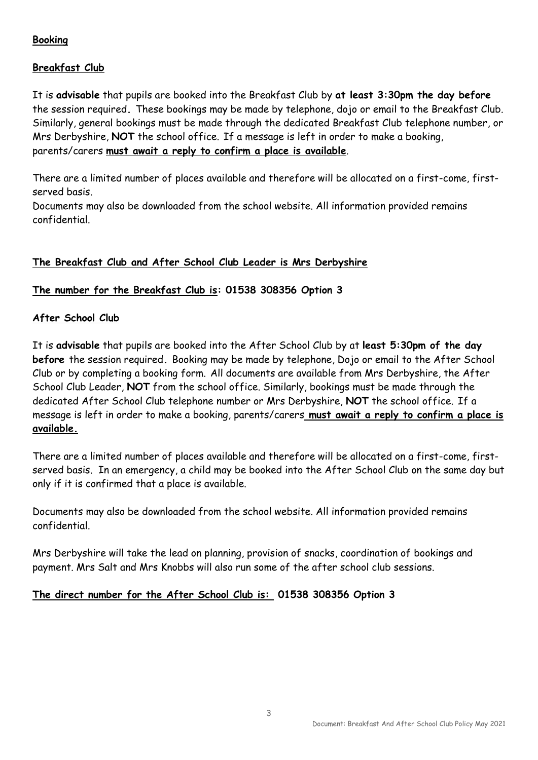## Booking

### Breakfast Club

It is **advisable** that pupils are booked into the Breakfast Club by **at least 3:30pm the day before** the session required**.** These bookings may be made by telephone, dojo or email to the Breakfast Club. Similarly, general bookings must be made through the dedicated Breakfast Club telephone number, or Mrs Derbyshire, **NOT** the school office. If a message is left in order to make a booking, parents/carers **must await a reply to confirm a place is available**.

There are a limited number of places available and therefore will be allocated on a first-come, first-served basis.

Documents may also be downloaded from the school website. All information provided remains confidential.

**The Breakfast Club and After School Club Leader is Mrs Derbyshire**

**The number for the Breakfast Club is: 01538 308356 Option 3**

### After School Club

It is **advisable** that pupils are booked into the After School Club by at **least 5:30pm of the day before** the session required**.** Booking may be made by telephone, Dojo or email to the After School Club or by completing a booking form. All documents are available from Mrs Derbyshire, the After School Club Leader, **NOT** from the school office. Similarly, bookings must be made through the dedicated After School Club telephone number or Mrs Derbyshire, **NOT** the school office. If a message is left in order to make a booking, parents/carers **must await a reply to confirm a place is available.**

There are a limited number of places available and therefore will be allocated on a first-come, first-served basis. In an emergency, a child may be booked into the After School Club on the same day but only if it is confirmed that a place is available.

Documents may also be downloaded from the school website. All information provided remains confidential.

Mrs Derbyshire will take the lead on planning, provision of snacks, coordination of bookings and payment. Mrs Salt and Mrs Knobbs will also run some of the after school club sessions.

**The direct number for the After School Club is: 01538 308356 Option 3**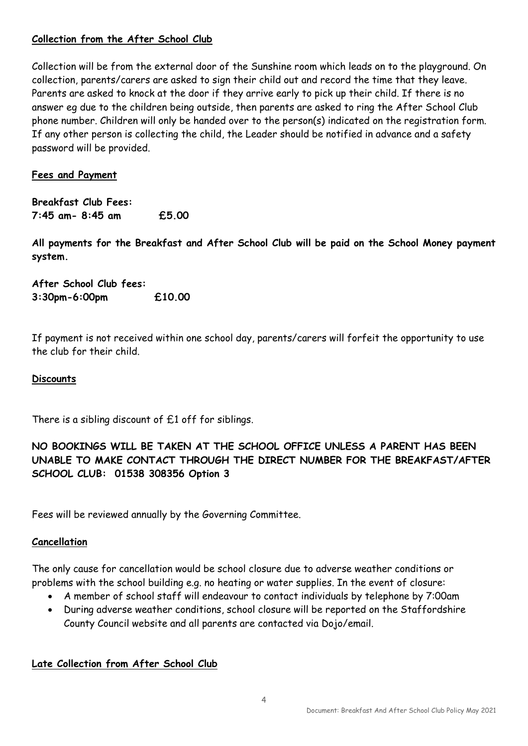**Collection from the After School Club**

Collection will be from the external door of the Sunshine room which leads on to the playground. On collection, parents/carers are asked to sign their child out and record the time that they leave. Parents are asked to knock at the door if they arrive early to pick up their child. If there is no answer eg due to the children being outside, then parents are asked to ring the After School Club phone number. Children will only be handed over to the person(s) indicated on the registration form. If any other person is collecting the child, the Leader should be notified in advance and a safety password will be provided.

**Fees and Payment**

**Breakfast Club Fees:**
**7:45 am- 8:45 am £5.00**

**All payments for the Breakfast and After School Club will be paid on the School Money payment system.**

**After School Club fees:**
**3:30pm-6:00pm £10.00**

If payment is not received within one school day, parents/carers will forfeit the opportunity to use the club for their child.

**Discounts**

There is a sibling discount of £1 off for siblings.

**NO BOOKINGS WILL BE TAKEN AT THE SCHOOL OFFICE UNLESS A PARENT HAS BEEN UNABLE TO MAKE CONTACT THROUGH THE DIRECT NUMBER FOR THE BREAKFAST/AFTER SCHOOL CLUB: 01538 308356 Option 3**

Fees will be reviewed annually by the Governing Committee.

**Cancellation**

The only cause for cancellation would be school closure due to adverse weather conditions or problems with the school building e.g. no heating or water supplies. In the event of closure:

- A member of school staff will endeavour to contact individuals by telephone by 7:00am
- During adverse weather conditions, school closure will be reported on the Staffordshire County Council website and all parents are contacted via Dojo/email.

**Late Collection from After School Club**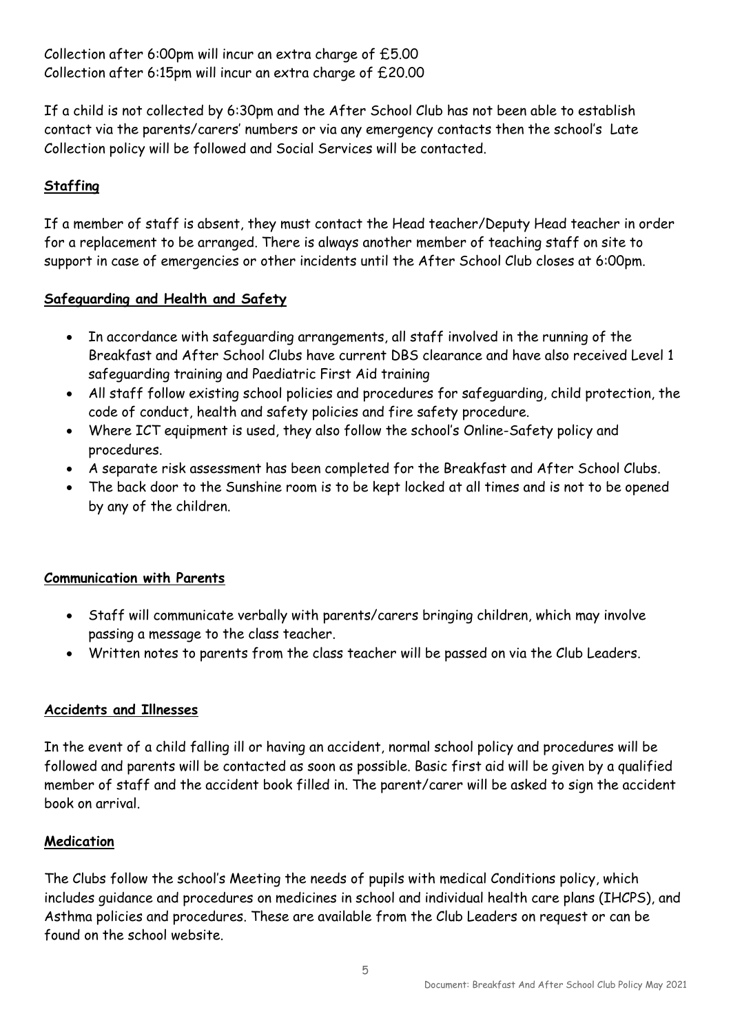Collection after 6:00pm will incur an extra charge of £5.00
Collection after 6:15pm will incur an extra charge of £20.00

If a child is not collected by 6:30pm and the After School Club has not been able to establish contact via the parents/carers' numbers or via any emergency contacts then the school's Late Collection policy will be followed and Social Services will be contacted.

## Staffing

If a member of staff is absent, they must contact the Head teacher/Deputy Head teacher in order for a replacement to be arranged. There is always another member of teaching staff on site to support in case of emergencies or other incidents until the After School Club closes at 6:00pm.

## Safeguarding and Health and Safety

- In accordance with safeguarding arrangements, all staff involved in the running of the Breakfast and After School Clubs have current DBS clearance and have also received Level 1 safeguarding training and Paediatric First Aid training
- All staff follow existing school policies and procedures for safeguarding, child protection, the code of conduct, health and safety policies and fire safety procedure.
- Where ICT equipment is used, they also follow the school's Online-Safety policy and procedures.
- A separate risk assessment has been completed for the Breakfast and After School Clubs.
- The back door to the Sunshine room is to be kept locked at all times and is not to be opened by any of the children.

## Communication with Parents

- Staff will communicate verbally with parents/carers bringing children, which may involve passing a message to the class teacher.
- Written notes to parents from the class teacher will be passed on via the Club Leaders.

## Accidents and Illnesses

In the event of a child falling ill or having an accident, normal school policy and procedures will be followed and parents will be contacted as soon as possible. Basic first aid will be given by a qualified member of staff and the accident book filled in. The parent/carer will be asked to sign the accident book on arrival.

## Medication

The Clubs follow the school's Meeting the needs of pupils with medical Conditions policy, which includes guidance and procedures on medicines in school and individual health care plans (IHCPS), and Asthma policies and procedures. These are available from the Club Leaders on request or can be found on the school website.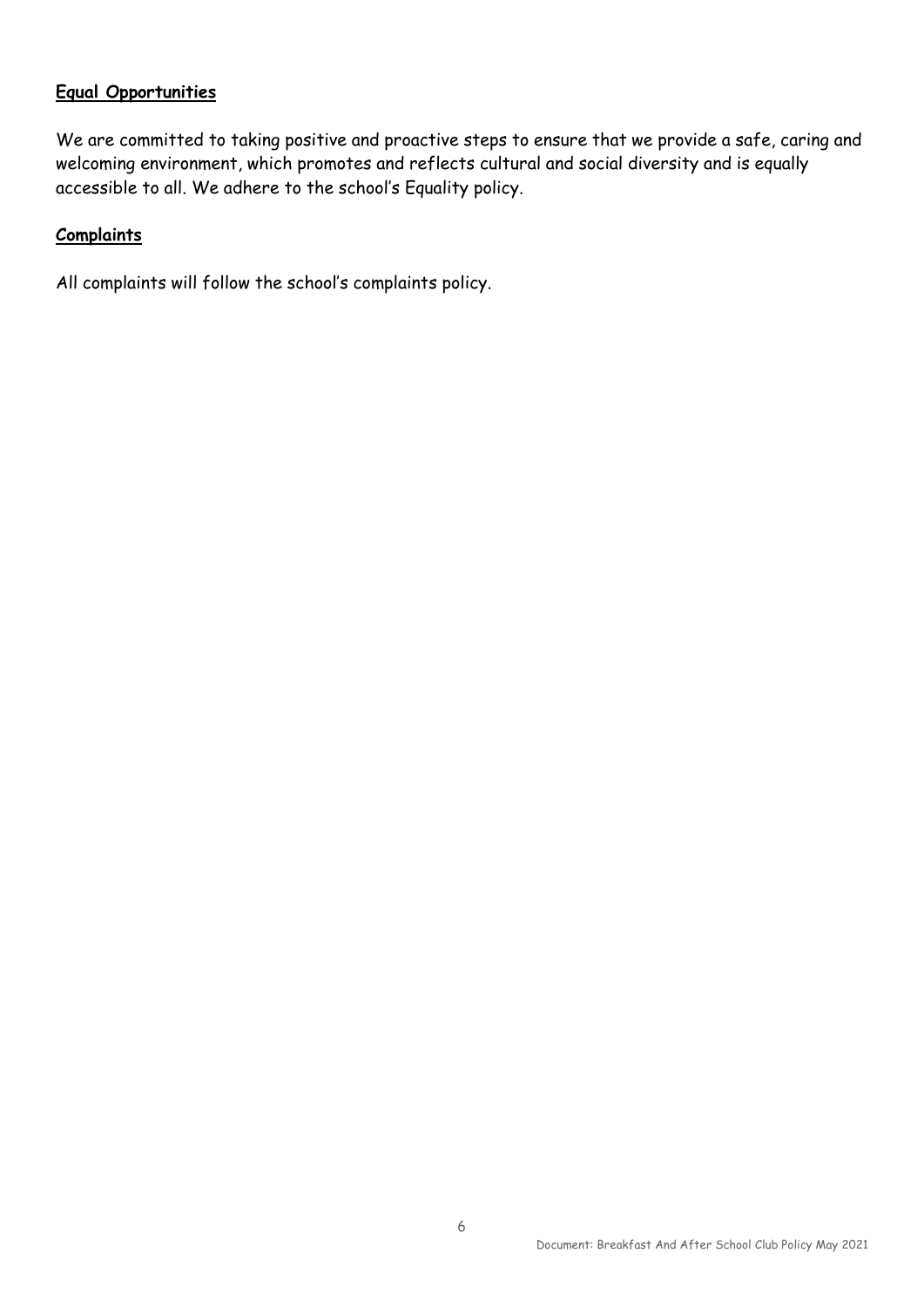## Equal Opportunities

We are committed to taking positive and proactive steps to ensure that we provide a safe, caring and welcoming environment, which promotes and reflects cultural and social diversity and is equally accessible to all. We adhere to the school's Equality policy.

## Complaints

All complaints will follow the school's complaints policy.